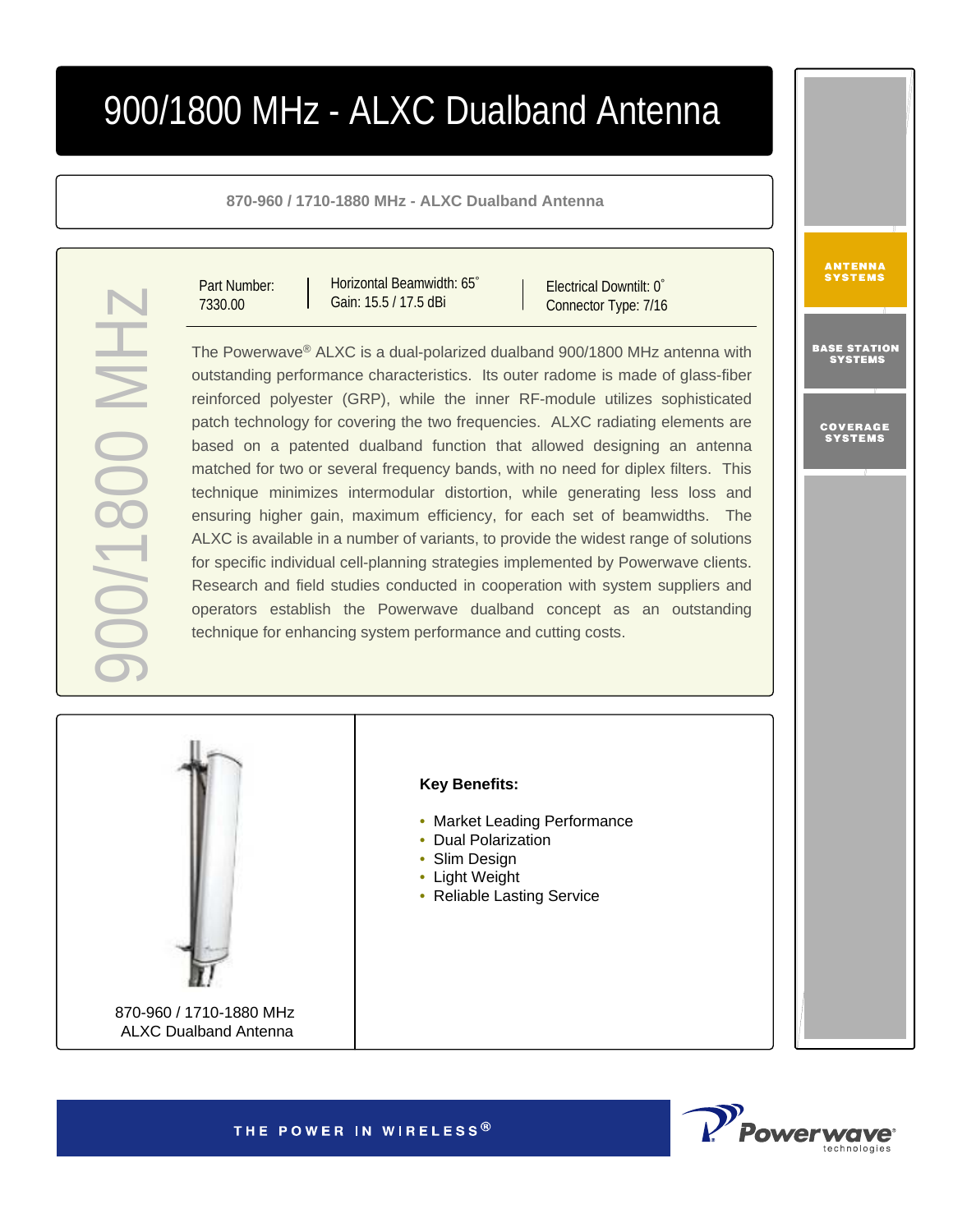# 900/1800 MHz - ALXC Dualband Antenna

**870-960 / 1710-1880 MHz - ALXC Dualband Antenna**

900/1800 MHz

| Part Number: 7330.00 | Horizontal Beamwidth: 65˚<br>Gain: 15.5 / 17.5 dBi | Electrical Downtilt: 0˚<br>Connector Type: 7/16 |
|---|---|---|

The Powerwave® ALXC is a dual-polarized dualband 900/1800 MHz antenna with outstanding performance characteristics. Its outer radome is made of glass-fiber reinforced polyester (GRP), while the inner RF-module utilizes sophisticated patch technology for covering the two frequencies. ALXC radiating elements are based on a patented dualband function that allowed designing an antenna matched for two or several frequency bands, with no need for diplex filters. This technique minimizes intermodular distortion, while generating less loss and ensuring higher gain, maximum efficiency, for each set of beamwidths. The ALXC is available in a number of variants, to provide the widest range of solutions for specific individual cell-planning strategies implemented by Powerwave clients. Research and field studies conducted in cooperation with system suppliers and operators establish the Powerwave dualband concept as an outstanding technique for enhancing system performance and cutting costs.

870-960 / 1710-1880 MHz
ALXC Dualband Antenna

**Key Benefits:**

- Market Leading Performance
- Dual Polarization
- Slim Design
- Light Weight
- Reliable Lasting Service

ANTENNA SYSTEMS

BASE STATION SYSTEMS

COVERAGE SYSTEMS

THE POWER IN WIRELESS®

Powerwave® technologies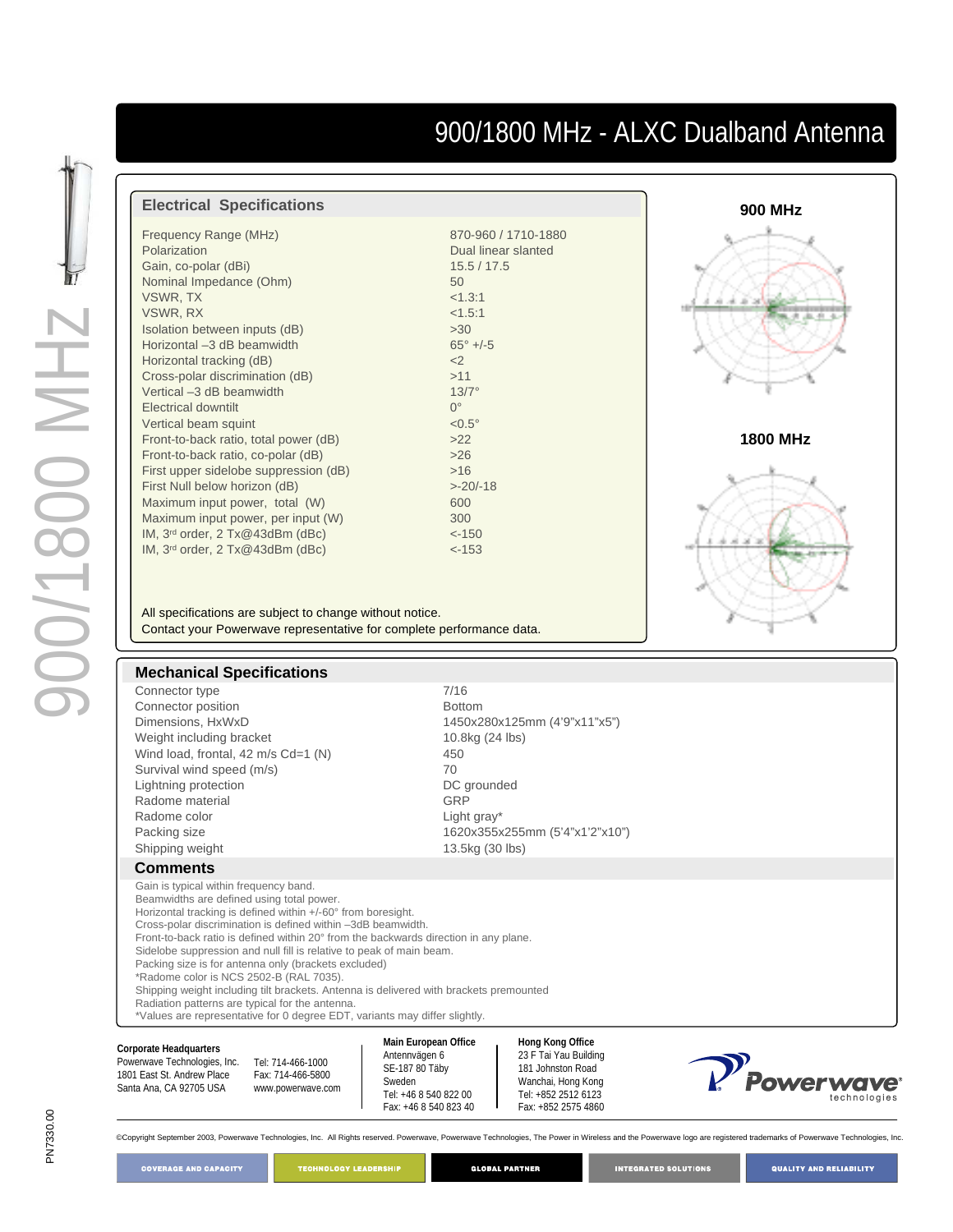# 900/1800 MHz - ALXC Dualband Antenna

## Electrical Specifications

| | |
|---|---|
| Frequency Range (MHz) | 870-960 / 1710-1880 |
| Polarization | Dual linear slanted |
| Gain, co-polar (dBi) | 15.5 / 17.5 |
| Nominal Impedance (Ohm) | 50 |
| VSWR, TX | <1.3:1 |
| VSWR, RX | <1.5:1 |
| Isolation between inputs (dB) | >30 |
| Horizontal –3 dB beamwidth | 65° +/-5 |
| Horizontal tracking (dB) | <2 |
| Cross-polar discrimination (dB) | >11 |
| Vertical –3 dB beamwidth | 13/7° |
| Electrical downtilt | 0° |
| Vertical beam squint | <0.5° |
| Front-to-back ratio, total power (dB) | >22 |
| Front-to-back ratio, co-polar (dB) | >26 |
| First upper sidelobe suppression (dB) | >16 |
| First Null below horizon (dB) | >-20/-18 |
| Maximum input power, total (W) | 600 |
| Maximum input power, per input (W) | 300 |
| IM, 3rd order, 2 Tx@43dBm (dBc) | <-150 |
| IM, 3rd order, 2 Tx@43dBm (dBc) | <-153 |

All specifications are subject to change without notice.
Contact your Powerwave representative for complete performance data.

900 MHz

1800 MHz

## Mechanical Specifications

| | |
|---|---|
| Connector type | 7/16 |
| Connector position | Bottom |
| Dimensions, HxWxD | 1450x280x125mm (4'9"x11"x5") |
| Weight including bracket | 10.8kg (24 lbs) |
| Wind load, frontal, 42 m/s Cd=1 (N) | 450 |
| Survival wind speed (m/s) | 70 |
| Lightning protection | DC grounded |
| Radome material | GRP |
| Radome color | Light gray* |
| Packing size | 1620x355x255mm (5'4"x1'2"x10") |
| Shipping weight | 13.5kg (30 lbs) |

## Comments

Gain is typical within frequency band.
Beamwidths are defined using total power.
Horizontal tracking is defined within +/-60° from boresight.
Cross-polar discrimination is defined within –3dB beamwidth.
Front-to-back ratio is defined within 20° from the backwards direction in any plane.
Sidelobe suppression and null fill is relative to peak of main beam.
Packing size is for antenna only (brackets excluded)
*Radome color is NCS 2502-B (RAL 7035).
Shipping weight including tilt brackets. Antenna is delivered with brackets premounted
Radiation patterns are typical for the antenna.
*Values are representative for 0 degree EDT, variants may differ slightly.

**Corporate Headquarters**
Powerwave Technologies, Inc.
1801 East St. Andrew Place
Santa Ana, CA 92705 USA
Tel: 714-466-1000
Fax: 714-466-5800
www.powerwave.com

**Main European Office**
Antennvägen 6
SE-187 80 Täby
Sweden
Tel: +46 8 540 822 00
Fax: +46 8 540 823 40

**Hong Kong Office**
23 F Tai Yau Building
181 Johnston Road
Wanchai, Hong Kong
Tel: +852 2512 6123
Fax: +852 2575 4860

Powerwave technologies

©Copyright September 2003, Powerwave Technologies, Inc. All Rights reserved. Powerwave, Powerwave Technologies, The Power in Wireless and the Powerwave logo are registered trademarks of Powerwave Technologies, Inc.

COVERAGE AND CAPACITY | TECHNOLOGY LEADERSHIP | GLOBAL PARTNER | INTEGRATED SOLUTIONS | QUALITY AND RELIABILITY

PN7330.00